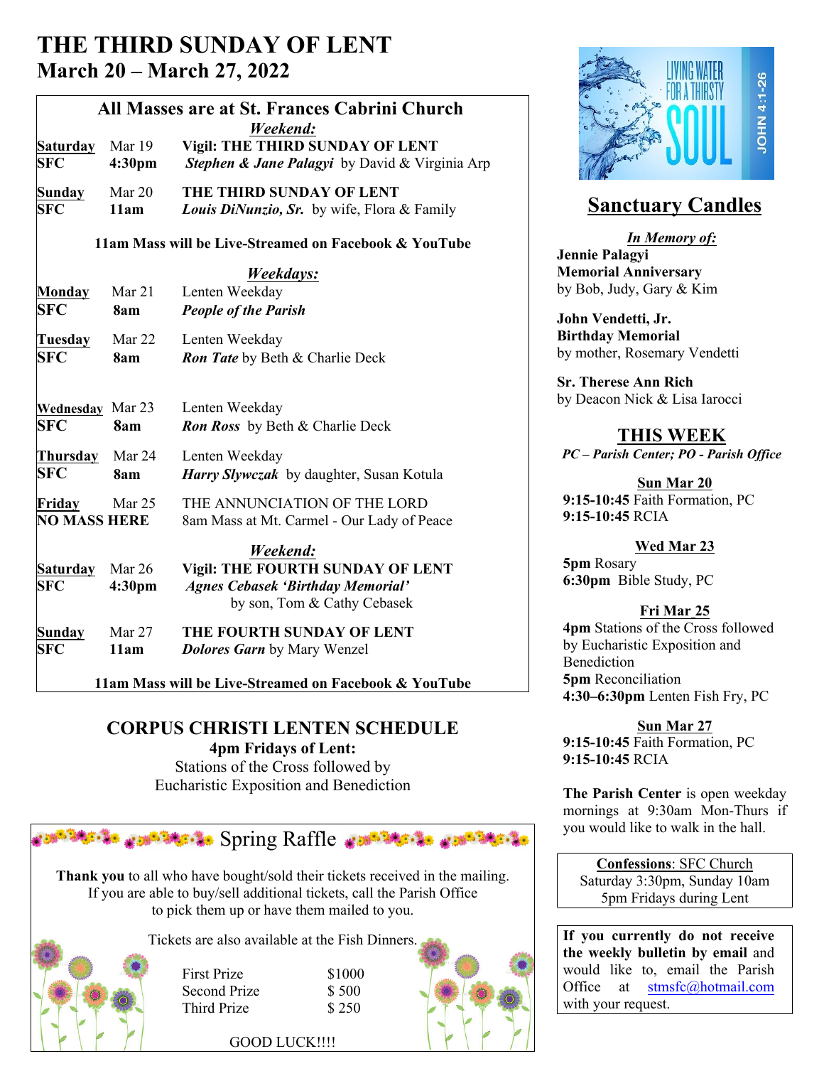# THE THIRD SUNDAY OF LENT

## March 20 – March 27, 2022

### All Masses are at St. Frances Cabrini Church

***Weekend:***

**Saturday** Mar 19 **Vigil: THE THIRD SUNDAY OF LENT**
**SFC** **4:30pm** ***Stephen & Jane Palagyi*** by David & Virginia Arp

**Sunday** Mar 20 **THE THIRD SUNDAY OF LENT**
**SFC** **11am** ***Louis DiNunzio, Sr.*** by wife, Flora & Family

**11am Mass will be Live-Streamed on Facebook & YouTube**

***Weekdays:***

**Monday** Mar 21 Lenten Weekday
**SFC** **8am** ***People of the Parish***

**Tuesday** Mar 22 Lenten Weekday
**SFC** **8am** ***Ron Tate*** by Beth & Charlie Deck

**Wednesday** Mar 23 Lenten Weekday
**SFC** **8am** ***Ron Ross*** by Beth & Charlie Deck

**Thursday** Mar 24 Lenten Weekday
**SFC** **8am** ***Harry Slywczak*** by daughter, Susan Kotula

**Friday** Mar 25 THE ANNUNCIATION OF THE LORD
**NO MASS HERE** 8am Mass at Mt. Carmel - Our Lady of Peace

***Weekend:***

**Saturday** Mar 26 **Vigil: THE FOURTH SUNDAY OF LENT**
**SFC** **4:30pm** ***Agnes Cebasek 'Birthday Memorial'*** by son, Tom & Cathy Cebasek

**Sunday** Mar 27 **THE FOURTH SUNDAY OF LENT**
**SFC** **11am** ***Dolores Garn*** by Mary Wenzel

**11am Mass will be Live-Streamed on Facebook & YouTube**

## CORPUS CHRISTI LENTEN SCHEDULE

**4pm Fridays of Lent:**
Stations of the Cross followed by
Eucharistic Exposition and Benediction

## Spring Raffle

**Thank you** to all who have bought/sold their tickets received in the mailing. If you are able to buy/sell additional tickets, call the Parish Office to pick them up or have them mailed to you.

Tickets are also available at the Fish Dinners.

| | |
|---|---|
| First Prize | $1000 |
| Second Prize | $ 500 |
| Third Prize | $ 250 |

GOOD LUCK!!!!

LIVING WATER FOR A THIRSTY SOUL — JOHN 4:1-26

## Sanctuary Candles

***In Memory of:***

**Jennie Palagyi**
**Memorial Anniversary**
by Bob, Judy, Gary & Kim

**John Vendetti, Jr.**
**Birthday Memorial**
by mother, Rosemary Vendetti

**Sr. Therese Ann Rich**
by Deacon Nick & Lisa Iarocci

## THIS WEEK

***PC – Parish Center; PO - Parish Office***

**Sun Mar 20**
**9:15-10:45** Faith Formation, PC
**9:15-10:45** RCIA

**Wed Mar 23**
**5pm** Rosary
**6:30pm** Bible Study, PC

**Fri Mar 25**
**4pm** Stations of the Cross followed by Eucharistic Exposition and Benediction
**5pm** Reconciliation
**4:30–6:30pm** Lenten Fish Fry, PC

**Sun Mar 27**
**9:15-10:45** Faith Formation, PC
**9:15-10:45** RCIA

**The Parish Center** is open weekday mornings at 9:30am Mon-Thurs if you would like to walk in the hall.

**Confessions**: SFC Church
Saturday 3:30pm, Sunday 10am
5pm Fridays during Lent

**If you currently do not receive the weekly bulletin by email** and would like to, email the Parish Office at stmsfc@hotmail.com with your request.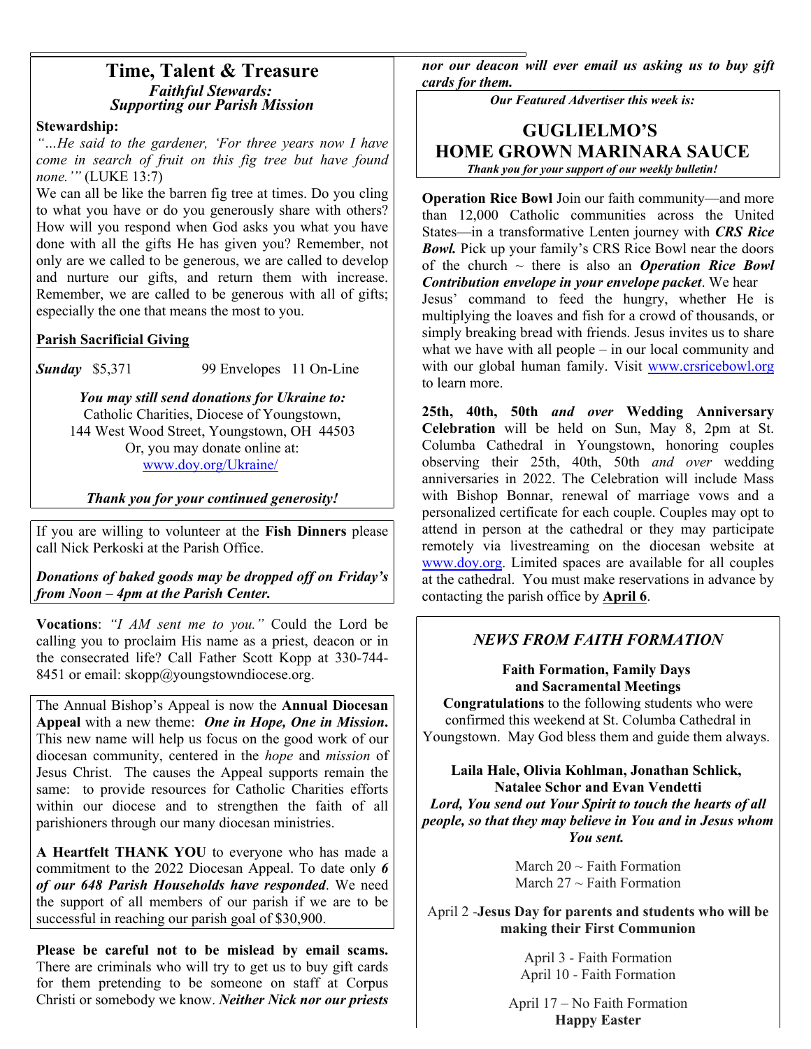## Time, Talent & Treasure

***Faithful Stewards: Supporting our Parish Mission***

**Stewardship:**

*"…He said to the gardener, 'For three years now I have come in search of fruit on this fig tree but have found none.'"* (LUKE 13:7)

We can all be like the barren fig tree at times. Do you cling to what you have or do you generously share with others? How will you respond when God asks you what you have done with all the gifts He has given you? Remember, not only are we called to be generous, we are called to develop and nurture our gifts, and return them with increase. Remember, we are called to be generous with all of gifts; especially the one that means the most to you.

**Parish Sacrificial Giving**

***Sunday*** $5,371 — 99 Envelopes — 11 On-Line

***You may still send donations for Ukraine to:***
Catholic Charities, Diocese of Youngstown,
144 West Wood Street, Youngstown, OH 44503
Or, you may donate online at:
www.doy.org/Ukraine/

***Thank you for your continued generosity!***

If you are willing to volunteer at the **Fish Dinners** please call Nick Perkoski at the Parish Office.

***Donations of baked goods may be dropped off on Friday's from Noon – 4pm at the Parish Center.***

**Vocations**: *"I AM sent me to you."* Could the Lord be calling you to proclaim His name as a priest, deacon or in the consecrated life? Call Father Scott Kopp at 330-744-8451 or email: skopp@youngstowndiocese.org.

The Annual Bishop's Appeal is now the **Annual Diocesan Appeal** with a new theme: ***One in Hope, One in Mission***. This new name will help us focus on the good work of our diocesan community, centered in the *hope* and *mission* of Jesus Christ. The causes the Appeal supports remain the same: to provide resources for Catholic Charities efforts within our diocese and to strengthen the faith of all parishioners through our many diocesan ministries.

**A Heartfelt THANK YOU** to everyone who has made a commitment to the 2022 Diocesan Appeal. To date only ***6 of our 648 Parish Households have responded***. We need the support of all members of our parish if we are to be successful in reaching our parish goal of $30,900.

**Please be careful not to be mislead by email scams.** There are criminals who will try to get us to buy gift cards for them pretending to be someone on staff at Corpus Christi or somebody we know. ***Neither Nick nor our priests nor our deacon will ever email us asking us to buy gift cards for them.***

***Our Featured Advertiser this week is:***

**GUGLIELMO'S HOME GROWN MARINARA SAUCE**

***Thank you for your support of our weekly bulletin!***

**Operation Rice Bowl** Join our faith community—and more than 12,000 Catholic communities across the United States—in a transformative Lenten journey with ***CRS Rice Bowl.*** Pick up your family's CRS Rice Bowl near the doors of the church ~ there is also an ***Operation Rice Bowl Contribution envelope in your envelope packet***. We hear Jesus' command to feed the hungry, whether He is multiplying the loaves and fish for a crowd of thousands, or simply breaking bread with friends. Jesus invites us to share what we have with all people – in our local community and with our global human family. Visit www.crsricebowl.org to learn more.

**25th, 40th, 50th *and over* Wedding Anniversary Celebration** will be held on Sun, May 8, 2pm at St. Columba Cathedral in Youngstown, honoring couples observing their 25th, 40th, 50th *and over* wedding anniversaries in 2022. The Celebration will include Mass with Bishop Bonnar, renewal of marriage vows and a personalized certificate for each couple. Couples may opt to attend in person at the cathedral or they may participate remotely via livestreaming on the diocesan website at www.doy.org. Limited spaces are available for all couples at the cathedral. You must make reservations in advance by contacting the parish office by **April 6**.

### *NEWS FROM FAITH FORMATION*

**Faith Formation, Family Days and Sacramental Meetings**

**Congratulations** to the following students who were confirmed this weekend at St. Columba Cathedral in Youngstown. May God bless them and guide them always.

**Laila Hale, Olivia Kohlman, Jonathan Schlick, Natalee Schor and Evan Vendetti**

***Lord, You send out Your Spirit to touch the hearts of all people, so that they may believe in You and in Jesus whom You sent.***

March 20 ~ Faith Formation
March 27 ~ Faith Formation

April 2 -**Jesus Day for parents and students who will be making their First Communion**

April 3 - Faith Formation
April 10 - Faith Formation

April 17 – No Faith Formation
**Happy Easter**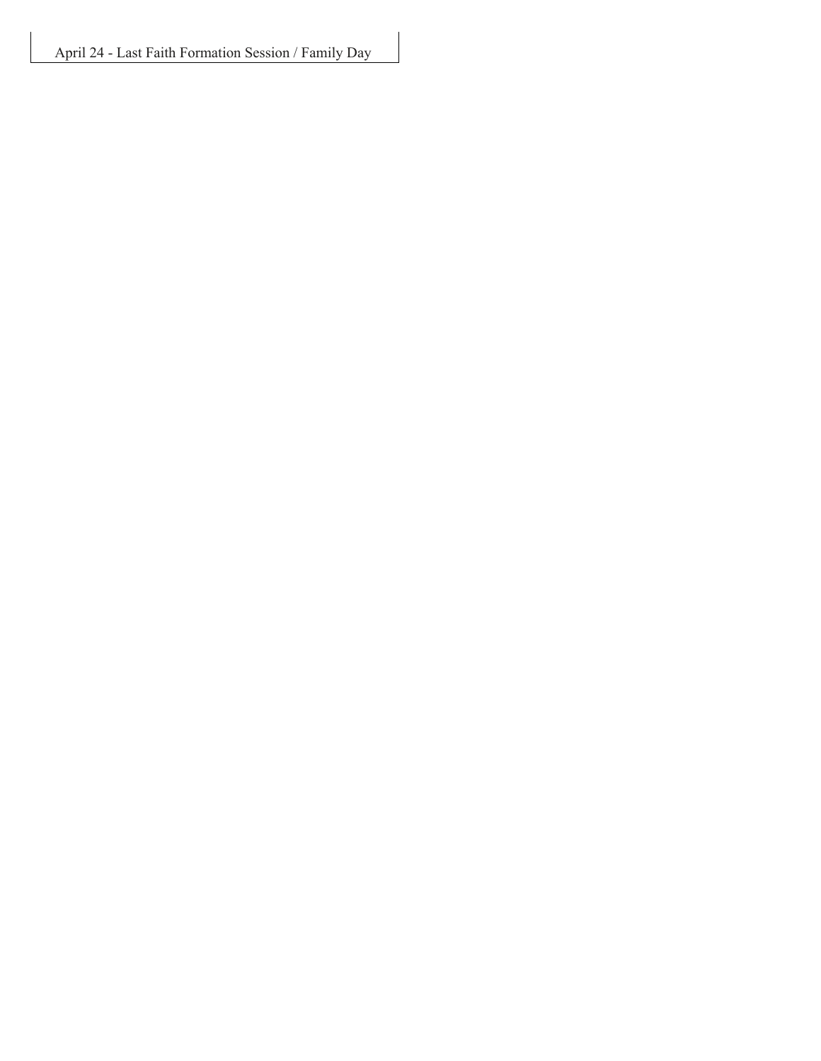April 24 - Last Faith Formation Session / Family Day